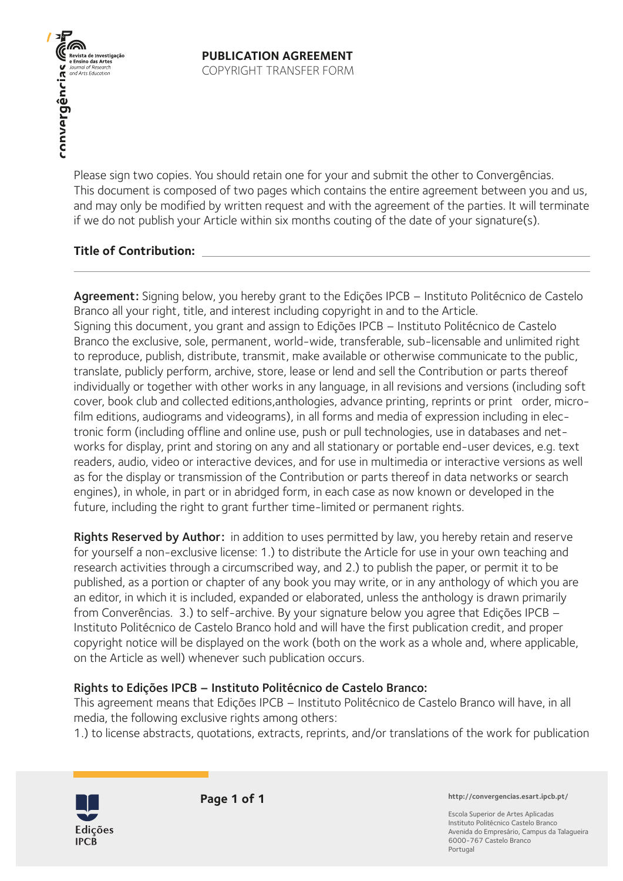# PUBLICATION AGREEMENT

COPYRIGHT TRANSFER FORM

Please sign two copies. You should retain one for your and submit the other to Convergências. This document is composed of two pages which contains the entire agreement between you and us, and may only be modified by written request and with the agreement of the parties. It will terminate if we do not publish your Article within six months couting of the date of your signature(s).

**Title of Contribution:** ______________________________________________

______________________________________________

**Agreement:** Signing below, you hereby grant to the Edições IPCB – Instituto Politécnico de Castelo Branco all your right, title, and interest including copyright in and to the Article.
Signing this document, you grant and assign to Edições IPCB – Instituto Politécnico de Castelo Branco the exclusive, sole, permanent, world-wide, transferable, sub-licensable and unlimited right to reproduce, publish, distribute, transmit, make available or otherwise communicate to the public, translate, publicly perform, archive, store, lease or lend and sell the Contribution or parts thereof individually or together with other works in any language, in all revisions and versions (including soft cover, book club and collected editions,anthologies, advance printing, reprints or print order, microfilm editions, audiograms and videograms), in all forms and media of expression including in electronic form (including offline and online use, push or pull technologies, use in databases and networks for display, print and storing on any and all stationary or portable end-user devices, e.g. text readers, audio, video or interactive devices, and for use in multimedia or interactive versions as well as for the display or transmission of the Contribution or parts thereof in data networks or search engines), in whole, in part or in abridged form, in each case as now known or developed in the future, including the right to grant further time-limited or permanent rights.

**Rights Reserved by Author:** in addition to uses permitted by law, you hereby retain and reserve for yourself a non-exclusive license: 1.) to distribute the Article for use in your own teaching and research activities through a circumscribed way, and 2.) to publish the paper, or permit it to be published, as a portion or chapter of any book you may write, or in any anthology of which you are an editor, in which it is included, expanded or elaborated, unless the anthology is drawn primarily from Converências. 3.) to self-archive. By your signature below you agree that Edições IPCB – Instituto Politécnico de Castelo Branco hold and will have the first publication credit, and proper copyright notice will be displayed on the work (both on the work as a whole and, where applicable, on the Article as well) whenever such publication occurs.

**Rights to Edições IPCB – Instituto Politécnico de Castelo Branco:**
This agreement means that Edições IPCB – Instituto Politécnico de Castelo Branco will have, in all media, the following exclusive rights among others:
1.) to license abstracts, quotations, extracts, reprints, and/or translations of the work for publication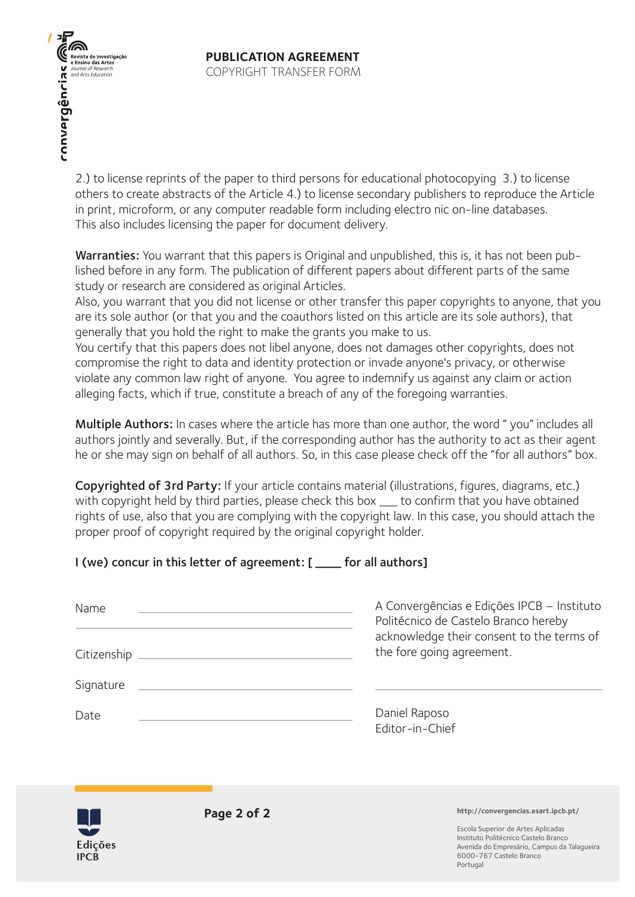# PUBLICATION AGREEMENT

COPYRIGHT TRANSFER FORM

2.) to license reprints of the paper to third persons for educational photocopying 3.) to license others to create abstracts of the Article 4.) to license secondary publishers to reproduce the Article in print, microform, or any computer readable form including electro nic on-line databases. This also includes licensing the paper for document delivery.

**Warranties:** You warrant that this papers is Original and unpublished, this is, it has not been published before in any form. The publication of different papers about different parts of the same study or research are considered as original Articles.
Also, you warrant that you did not license or other transfer this paper copyrights to anyone, that you are its sole author (or that you and the coauthors listed on this article are its sole authors), that generally that you hold the right to make the grants you make to us.
You certify that this papers does not libel anyone, does not damages other copyrights, does not compromise the right to data and identity protection or invade anyone's privacy, or otherwise violate any common law right of anyone. You agree to indemnify us against any claim or action alleging facts, which if true, constitute a breach of any of the foregoing warranties.

**Multiple Authors:** In cases where the article has more than one author, the word " you" includes all authors jointly and severally. But, if the corresponding author has the authority to act as their agent he or she may sign on behalf of all authors. So, in this case please check off the "for all authors" box.

**Copyrighted of 3rd Party:** If your article contains material (illustrations, figures, diagrams, etc.) with copyright held by third parties, please check this box ___ to confirm that you have obtained rights of use, also that you are complying with the copyright law. In this case, you should attach the proper proof of copyright required by the original copyright holder.

**I (we) concur in this letter of agreement: [ ____ for all authors]**

Name ______________________________

______________________________

Citizenship ______________________________

Signature ______________________________

Date ______________________________

A Convergências e Edições IPCB – Instituto Politécnico de Castelo Branco hereby acknowledge their consent to the terms of the fore going agreement.

______________________________

Daniel Raposo
Editor-in-Chief